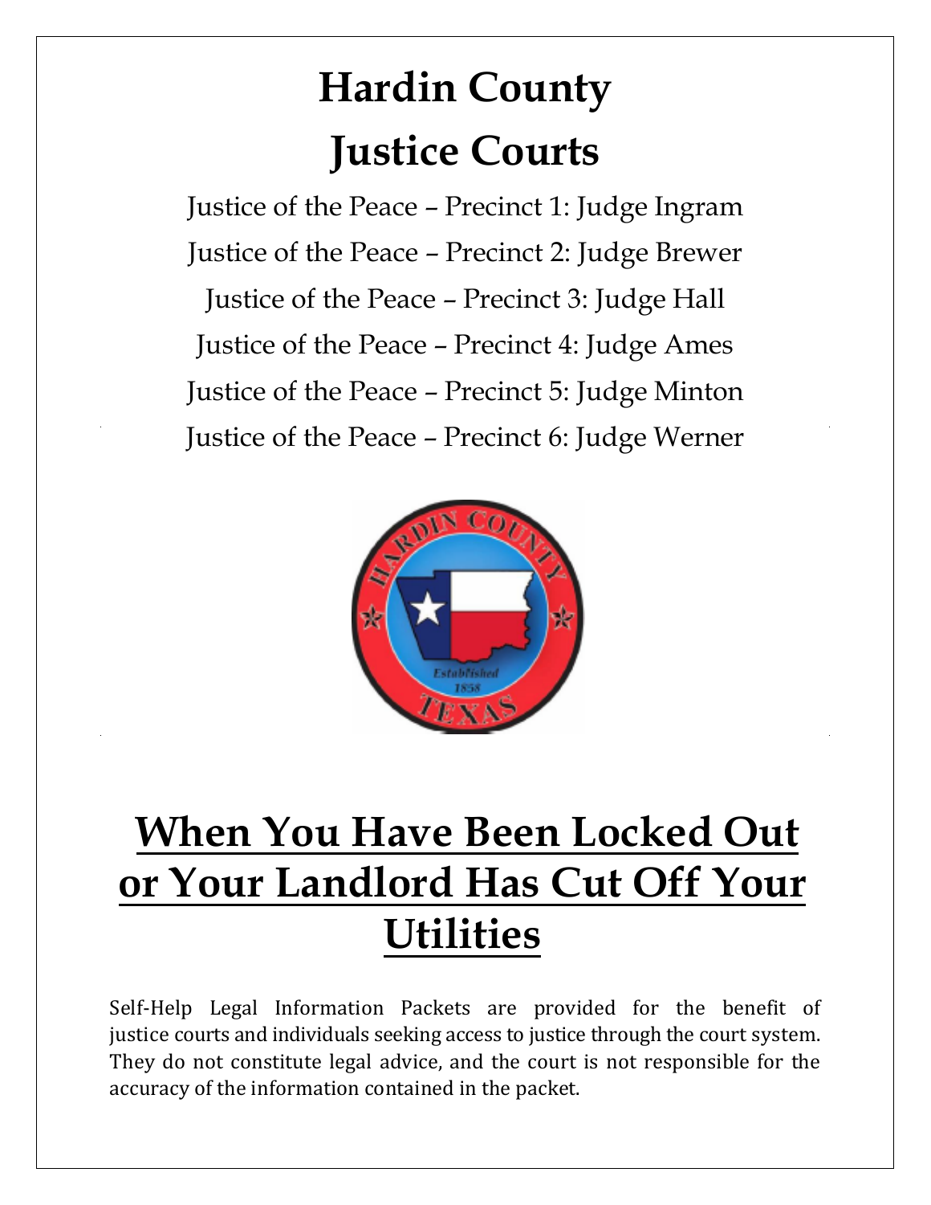# Hardin County

# Justice Courts

Justice of the Peace – Precinct 1: Judge Ingram

Justice of the Peace – Precinct 2: Judge Brewer

Justice of the Peace – Precinct 3: Judge Hall

Justice of the Peace – Precinct 4: Judge Ames

Justice of the Peace – Precinct 5: Judge Minton

Justice of the Peace – Precinct 6: Judge Werner

## When You Have Been Locked Out or Your Landlord Has Cut Off Your Utilities

Self-Help Legal Information Packets are provided for the benefit of justice courts and individuals seeking access to justice through the court system. They do not constitute legal advice, and the court is not responsible for the accuracy of the information contained in the packet.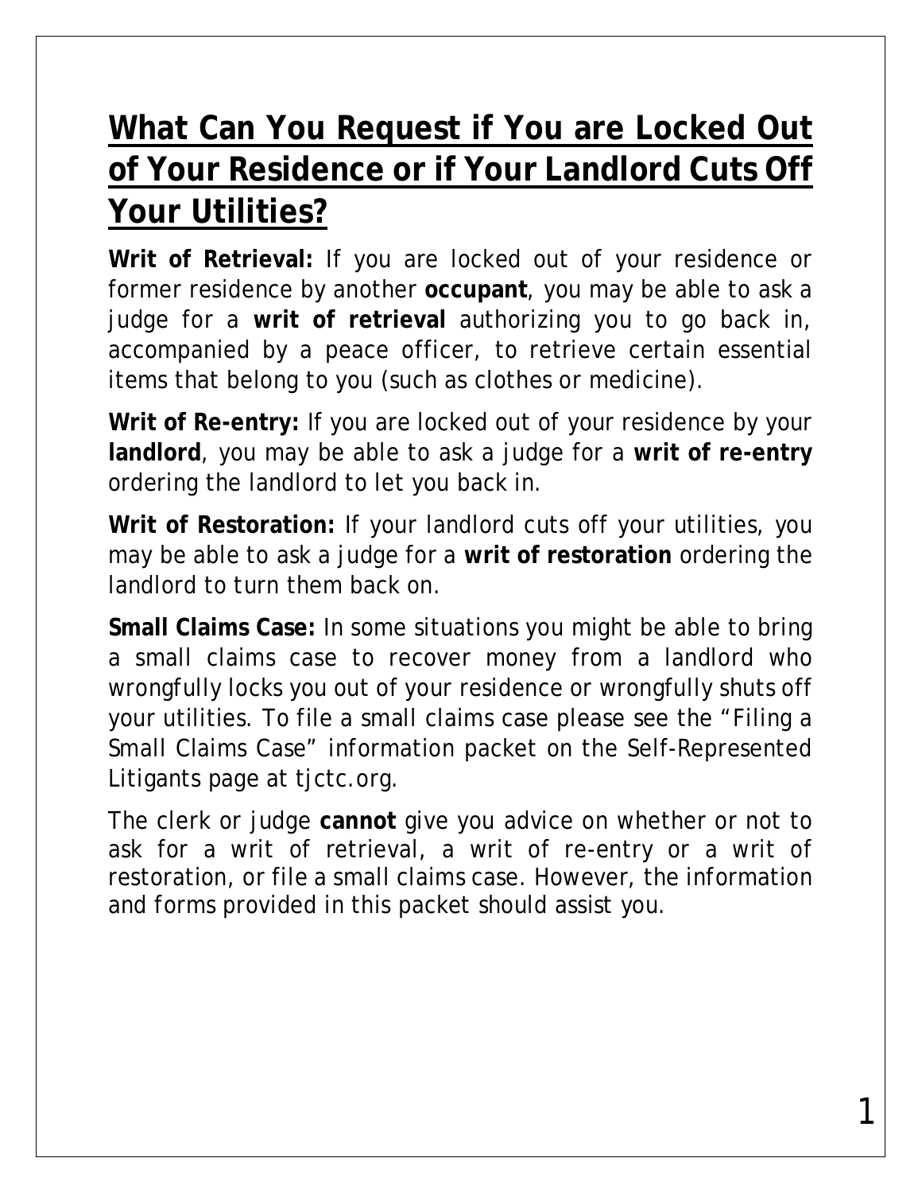## What Can You Request if You are Locked Out of Your Residence or if Your Landlord Cuts Off Your Utilities?

**Writ of Retrieval:** If you are locked out of your residence or former residence by another **occupant**, you may be able to ask a judge for a **writ of retrieval** authorizing you to go back in, accompanied by a peace officer, to retrieve certain essential items that belong to you (such as clothes or medicine).

**Writ of Re-entry:** If you are locked out of your residence by your **landlord**, you may be able to ask a judge for a **writ of re-entry** ordering the landlord to let you back in.

**Writ of Restoration:** If your landlord cuts off your utilities, you may be able to ask a judge for a **writ of restoration** ordering the landlord to turn them back on.

**Small Claims Case:** In some situations you might be able to bring a small claims case to recover money from a landlord who wrongfully locks you out of your residence or wrongfully shuts off your utilities. To file a small claims case please see the "Filing a Small Claims Case" information packet on the Self-Represented Litigants page at tjctc.org.

The clerk or judge **cannot** give you advice on whether or not to ask for a writ of retrieval, a writ of re-entry or a writ of restoration, or file a small claims case. However, the information and forms provided in this packet should assist you.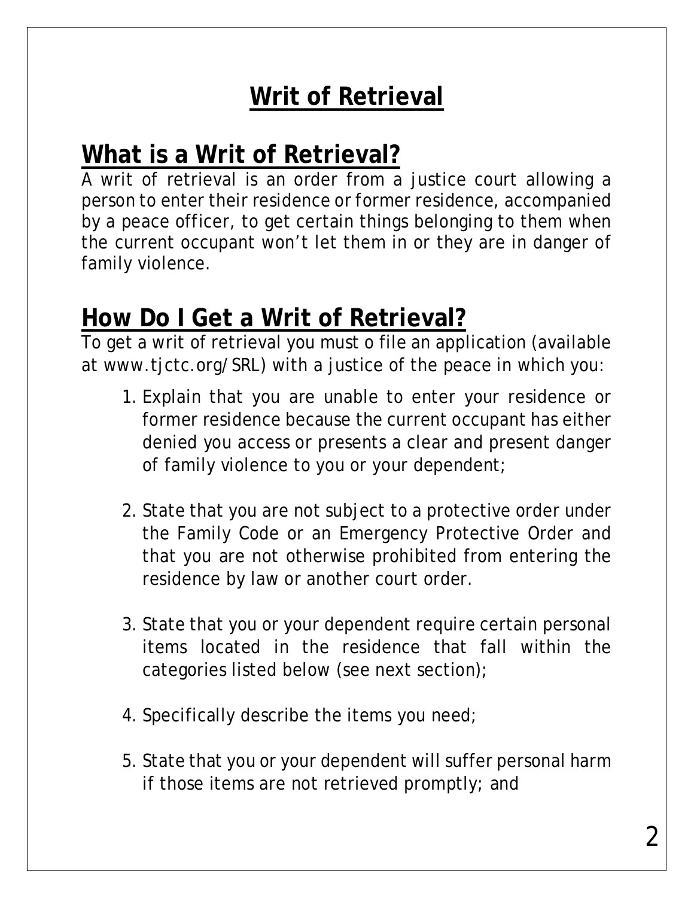# Writ of Retrieval

## What is a Writ of Retrieval?

A writ of retrieval is an order from a justice court allowing a person to enter their residence or former residence, accompanied by a peace officer, to get certain things belonging to them when the current occupant won't let them in or they are in danger of family violence.

## How Do I Get a Writ of Retrieval?

To get a writ of retrieval you must o file an application (available at www.tjctc.org/SRL) with a justice of the peace in which you:

1. Explain that you are unable to enter your residence or former residence because the current occupant has either denied you access or presents a clear and present danger of family violence to you or your dependent;

2. State that you are not subject to a protective order under the Family Code or an Emergency Protective Order and that you are not otherwise prohibited from entering the residence by law or another court order.

3. State that you or your dependent require certain personal items located in the residence that fall within the categories listed below (see next section);

4. Specifically describe the items you need;

5. State that you or your dependent will suffer personal harm if those items are not retrieved promptly; and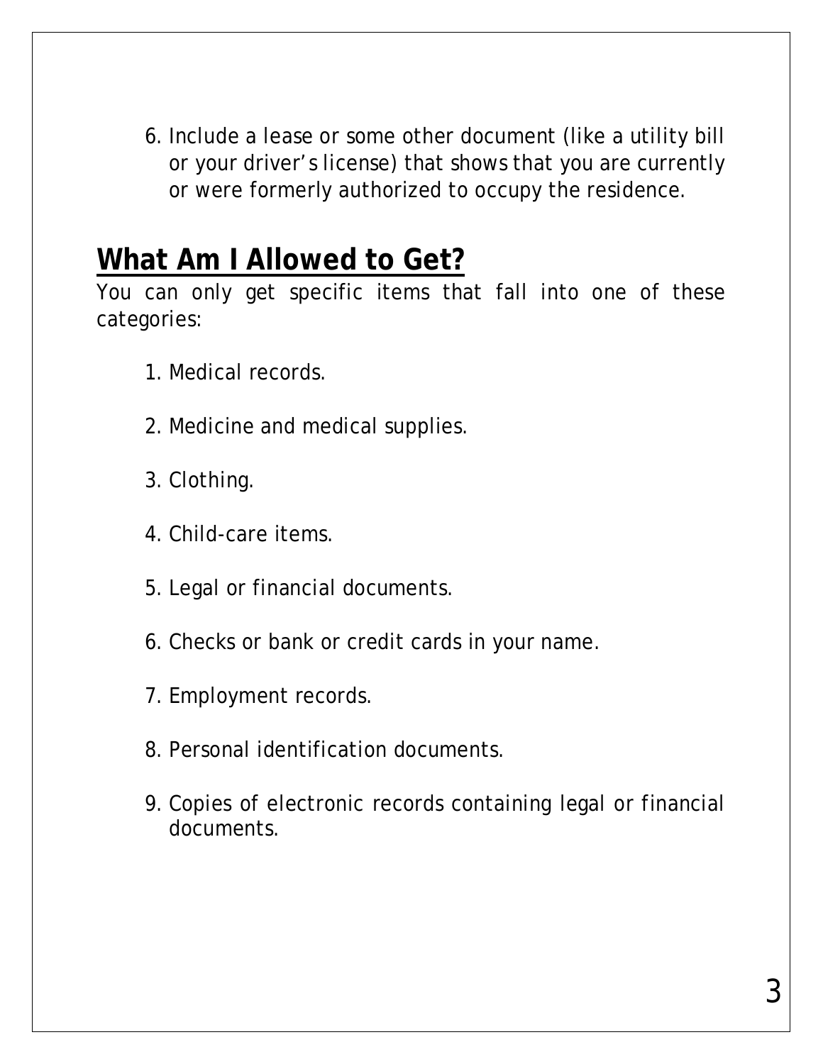6. Include a lease or some other document (like a utility bill or your driver's license) that shows that you are currently or were formerly authorized to occupy the residence.

## What Am I Allowed to Get?

You can only get specific items that fall into one of these categories:

1. Medical records.
2. Medicine and medical supplies.
3. Clothing.
4. Child-care items.
5. Legal or financial documents.
6. Checks or bank or credit cards in your name.
7. Employment records.
8. Personal identification documents.
9. Copies of electronic records containing legal or financial documents.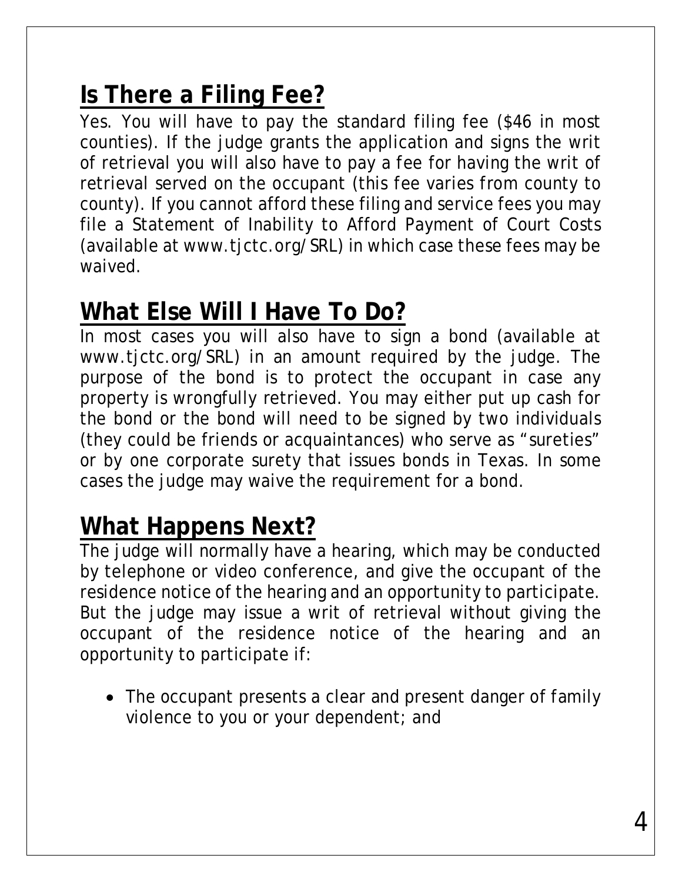## Is There a Filing Fee?

Yes. You will have to pay the standard filing fee ($46 in most counties). If the judge grants the application and signs the writ of retrieval you will also have to pay a fee for having the writ of retrieval served on the occupant (this fee varies from county to county). If you cannot afford these filing and service fees you may file a Statement of Inability to Afford Payment of Court Costs (available at www.tjctc.org/SRL) in which case these fees may be waived.

## What Else Will I Have To Do?

In most cases you will also have to sign a bond (available at www.tjctc.org/SRL) in an amount required by the judge. The purpose of the bond is to protect the occupant in case any property is wrongfully retrieved. You may either put up cash for the bond or the bond will need to be signed by two individuals (they could be friends or acquaintances) who serve as "sureties" or by one corporate surety that issues bonds in Texas. In some cases the judge may waive the requirement for a bond.

## What Happens Next?

The judge will normally have a hearing, which may be conducted by telephone or video conference, and give the occupant of the residence notice of the hearing and an opportunity to participate. But the judge may issue a writ of retrieval without giving the occupant of the residence notice of the hearing and an opportunity to participate if:

- The occupant presents a clear and present danger of family violence to you or your dependent; and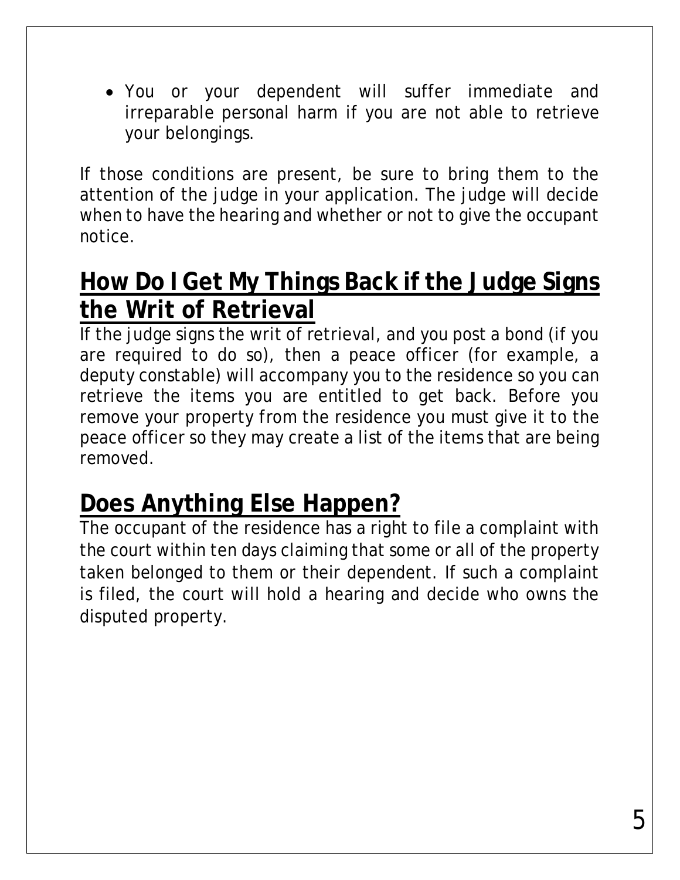- You or your dependent will suffer immediate and irreparable personal harm if you are not able to retrieve your belongings.

If those conditions are present, be sure to bring them to the attention of the judge in your application. The judge will decide when to have the hearing and whether or not to give the occupant notice.

## How Do I Get My Things Back if the Judge Signs the Writ of Retrieval

If the judge signs the writ of retrieval, and you post a bond (if you are required to do so), then a peace officer (for example, a deputy constable) will accompany you to the residence so you can retrieve the items you are entitled to get back. Before you remove your property from the residence you must give it to the peace officer so they may create a list of the items that are being removed.

## Does Anything Else Happen?

The occupant of the residence has a right to file a complaint with the court within ten days claiming that some or all of the property taken belonged to them or their dependent. If such a complaint is filed, the court will hold a hearing and decide who owns the disputed property.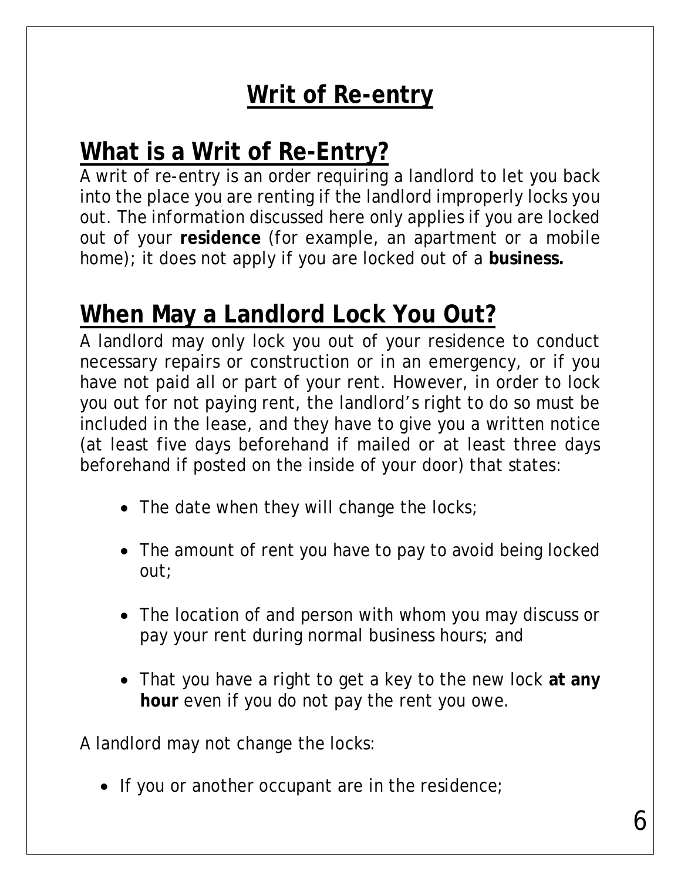# Writ of Re-entry

## What is a Writ of Re-Entry?

A writ of re-entry is an order requiring a landlord to let you back into the place you are renting if the landlord improperly locks you out. The information discussed here only applies if you are locked out of your **residence** (for example, an apartment or a mobile home); it does not apply if you are locked out of a **business.**

## When May a Landlord Lock You Out?

A landlord may only lock you out of your residence to conduct necessary repairs or construction or in an emergency, or if you have not paid all or part of your rent. However, in order to lock you out for not paying rent, the landlord's right to do so must be included in the lease, and they have to give you a written notice (at least five days beforehand if mailed or at least three days beforehand if posted on the inside of your door) that states:

- The date when they will change the locks;
- The amount of rent you have to pay to avoid being locked out;
- The location of and person with whom you may discuss or pay your rent during normal business hours; and
- That you have a right to get a key to the new lock **at any hour** even if you do not pay the rent you owe.

A landlord may not change the locks:

- If you or another occupant are in the residence;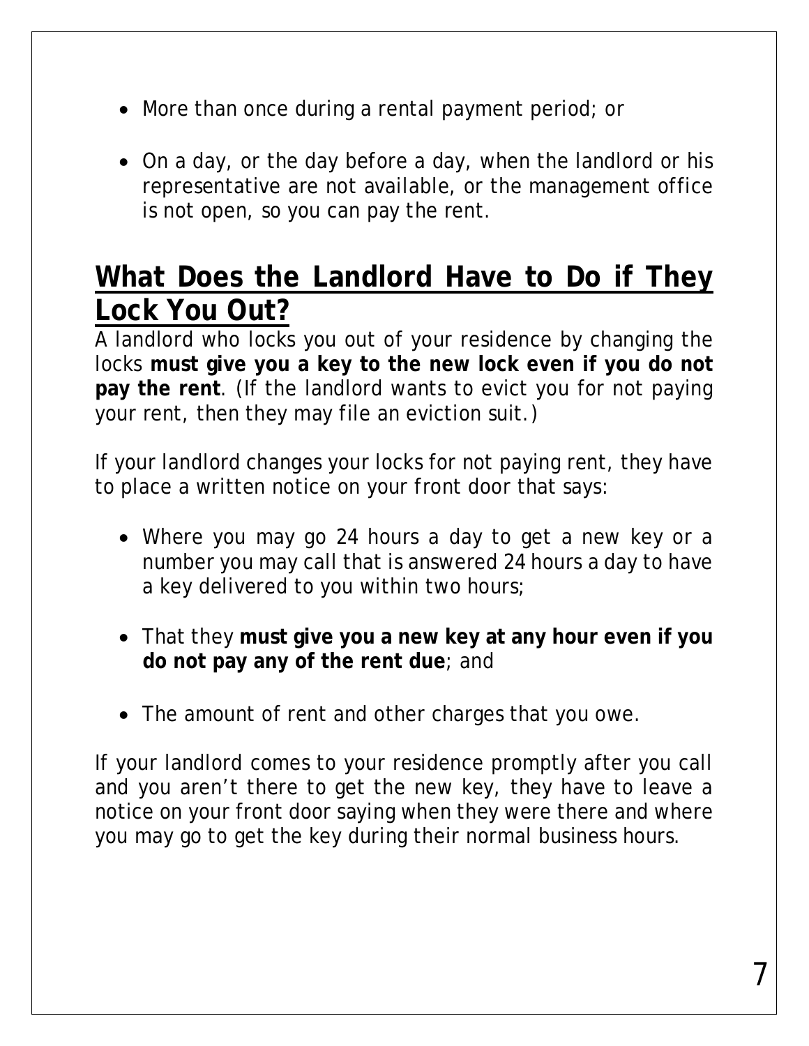- More than once during a rental payment period; or
- On a day, or the day before a day, when the landlord or his representative are not available, or the management office is not open, so you can pay the rent.

## What Does the Landlord Have to Do if They Lock You Out?

A landlord who locks you out of your residence by changing the locks **must give you a key to the new lock even if you do not pay the rent**. (If the landlord wants to evict you for not paying your rent, then they may file an eviction suit.)

If your landlord changes your locks for not paying rent, they have to place a written notice on your front door that says:

- Where you may go 24 hours a day to get a new key or a number you may call that is answered 24 hours a day to have a key delivered to you within two hours;
- That they **must give you a new key at any hour even if you do not pay any of the rent due**; and
- The amount of rent and other charges that you owe.

If your landlord comes to your residence promptly after you call and you aren't there to get the new key, they have to leave a notice on your front door saying when they were there and where you may go to get the key during their normal business hours.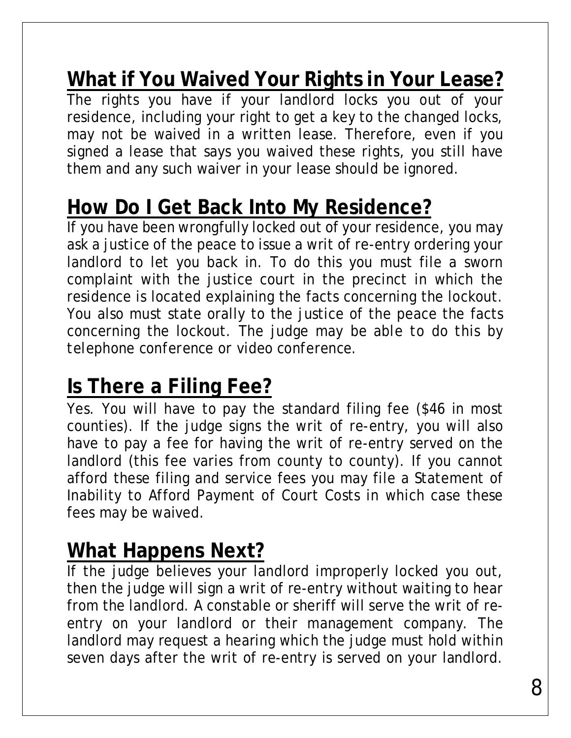## What if You Waived Your Rights in Your Lease?

The rights you have if your landlord locks you out of your residence, including your right to get a key to the changed locks, may not be waived in a written lease. Therefore, even if you signed a lease that says you waived these rights, you still have them and any such waiver in your lease should be ignored.

## How Do I Get Back Into My Residence?

If you have been wrongfully locked out of your residence, you may ask a justice of the peace to issue a writ of re-entry ordering your landlord to let you back in. To do this you must file a sworn complaint with the justice court in the precinct in which the residence is located explaining the facts concerning the lockout. You also must state orally to the justice of the peace the facts concerning the lockout. The judge may be able to do this by telephone conference or video conference.

## Is There a Filing Fee?

Yes. You will have to pay the standard filing fee ($46 in most counties). If the judge signs the writ of re-entry, you will also have to pay a fee for having the writ of re-entry served on the landlord (this fee varies from county to county). If you cannot afford these filing and service fees you may file a Statement of Inability to Afford Payment of Court Costs in which case these fees may be waived.

## What Happens Next?

If the judge believes your landlord improperly locked you out, then the judge will sign a writ of re-entry without waiting to hear from the landlord. A constable or sheriff will serve the writ of re-entry on your landlord or their management company. The landlord may request a hearing which the judge must hold within seven days after the writ of re-entry is served on your landlord.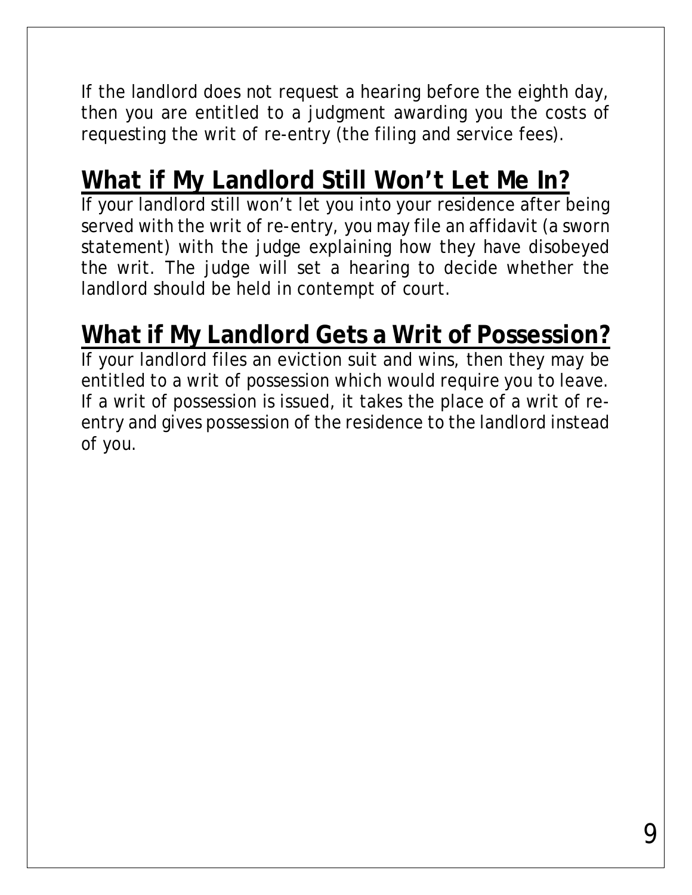If the landlord does not request a hearing before the eighth day, then you are entitled to a judgment awarding you the costs of requesting the writ of re-entry (the filing and service fees).

## What if My Landlord Still Won't Let Me In?

If your landlord still won't let you into your residence after being served with the writ of re-entry, you may file an affidavit (a sworn statement) with the judge explaining how they have disobeyed the writ. The judge will set a hearing to decide whether the landlord should be held in contempt of court.

## What if My Landlord Gets a Writ of Possession?

If your landlord files an eviction suit and wins, then they may be entitled to a writ of possession which would require you to leave. If a writ of possession is issued, it takes the place of a writ of re-entry and gives possession of the residence to the landlord instead of you.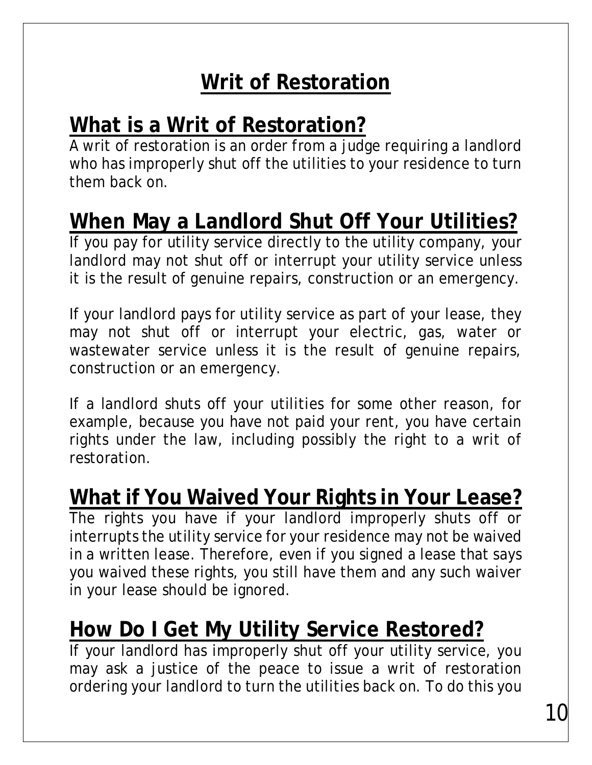# Writ of Restoration

## What is a Writ of Restoration?

A writ of restoration is an order from a judge requiring a landlord who has improperly shut off the utilities to your residence to turn them back on.

## When May a Landlord Shut Off Your Utilities?

If you pay for utility service directly to the utility company, your landlord may not shut off or interrupt your utility service unless it is the result of genuine repairs, construction or an emergency.

If your landlord pays for utility service as part of your lease, they may not shut off or interrupt your electric, gas, water or wastewater service unless it is the result of genuine repairs, construction or an emergency.

If a landlord shuts off your utilities for some other reason, for example, because you have not paid your rent, you have certain rights under the law, including possibly the right to a writ of restoration.

## What if You Waived Your Rights in Your Lease?

The rights you have if your landlord improperly shuts off or interrupts the utility service for your residence may not be waived in a written lease. Therefore, even if you signed a lease that says you waived these rights, you still have them and any such waiver in your lease should be ignored.

## How Do I Get My Utility Service Restored?

If your landlord has improperly shut off your utility service, you may ask a justice of the peace to issue a writ of restoration ordering your landlord to turn the utilities back on. To do this you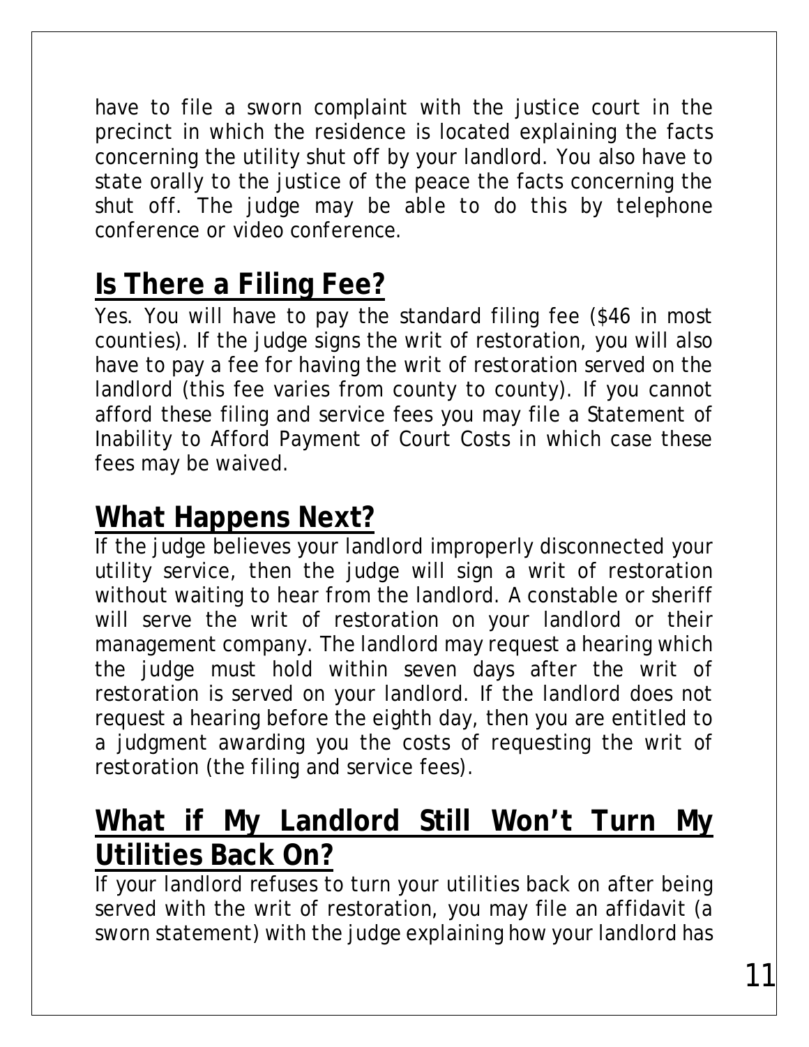have to file a sworn complaint with the justice court in the precinct in which the residence is located explaining the facts concerning the utility shut off by your landlord. You also have to state orally to the justice of the peace the facts concerning the shut off. The judge may be able to do this by telephone conference or video conference.

## Is There a Filing Fee?

Yes. You will have to pay the standard filing fee ($46 in most counties). If the judge signs the writ of restoration, you will also have to pay a fee for having the writ of restoration served on the landlord (this fee varies from county to county). If you cannot afford these filing and service fees you may file a Statement of Inability to Afford Payment of Court Costs in which case these fees may be waived.

## What Happens Next?

If the judge believes your landlord improperly disconnected your utility service, then the judge will sign a writ of restoration without waiting to hear from the landlord. A constable or sheriff will serve the writ of restoration on your landlord or their management company. The landlord may request a hearing which the judge must hold within seven days after the writ of restoration is served on your landlord. If the landlord does not request a hearing before the eighth day, then you are entitled to a judgment awarding you the costs of requesting the writ of restoration (the filing and service fees).

## What if My Landlord Still Won't Turn My Utilities Back On?

If your landlord refuses to turn your utilities back on after being served with the writ of restoration, you may file an affidavit (a sworn statement) with the judge explaining how your landlord has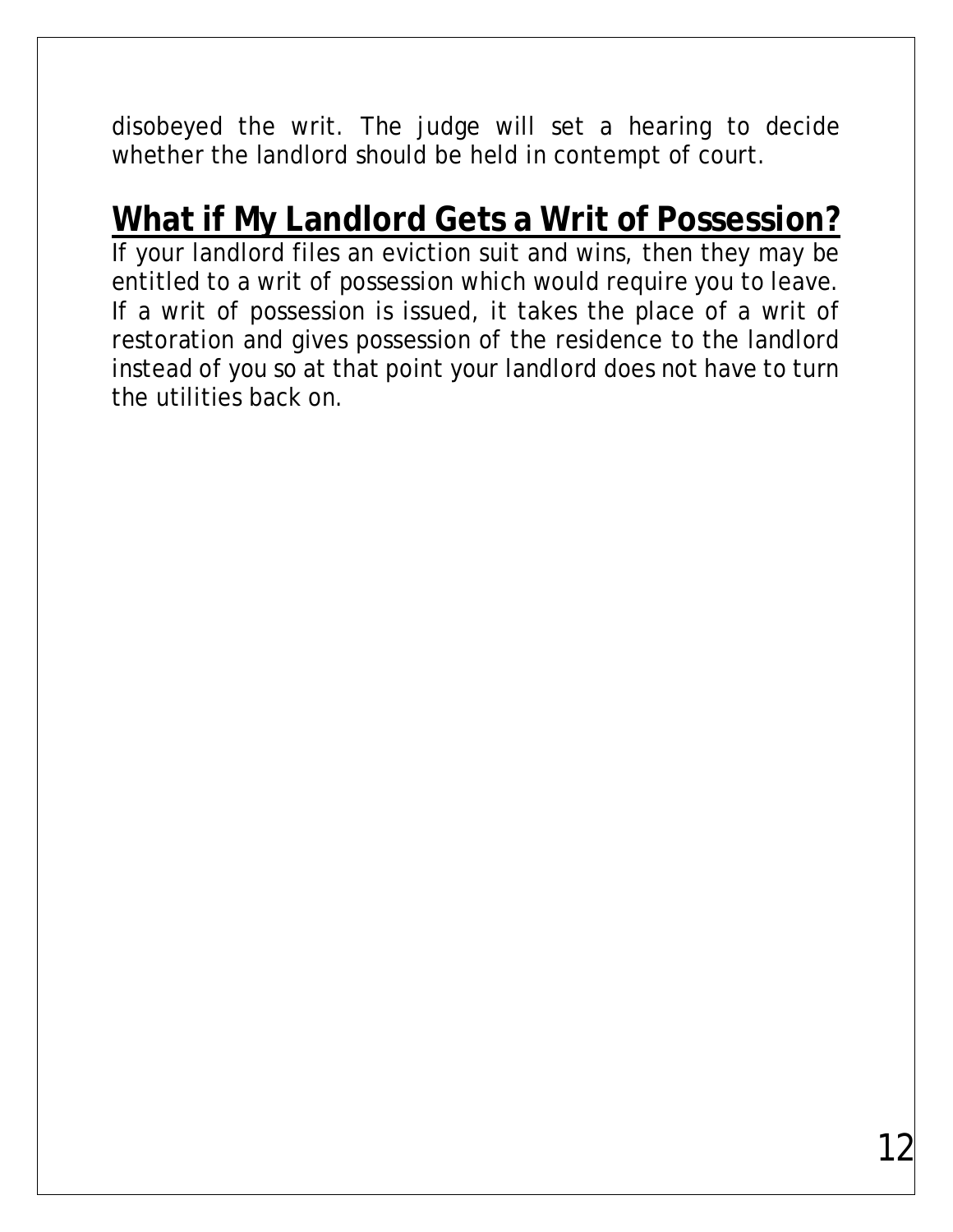disobeyed the writ. The judge will set a hearing to decide whether the landlord should be held in contempt of court.

## What if My Landlord Gets a Writ of Possession?

If your landlord files an eviction suit and wins, then they may be entitled to a writ of possession which would require you to leave. If a writ of possession is issued, it takes the place of a writ of restoration and gives possession of the residence to the landlord instead of you so at that point your landlord does not have to turn the utilities back on.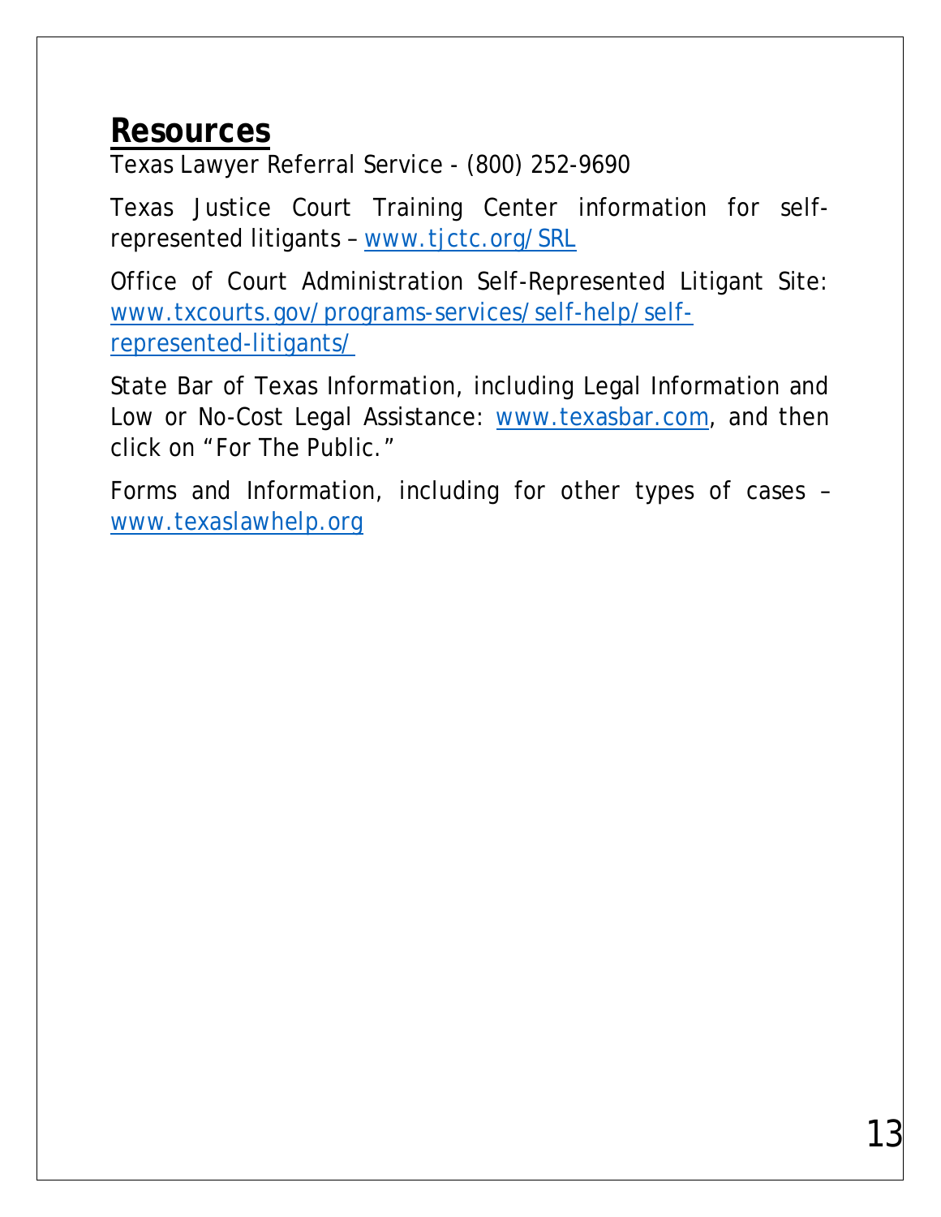## Resources

Texas Lawyer Referral Service - (800) 252-9690

Texas Justice Court Training Center information for self-represented litigants – www.tjctc.org/SRL

Office of Court Administration Self-Represented Litigant Site: www.txcourts.gov/programs-services/self-help/self-represented-litigants/

State Bar of Texas Information, including Legal Information and Low or No-Cost Legal Assistance: www.texasbar.com, and then click on "For The Public."

Forms and Information, including for other types of cases – www.texaslawhelp.org